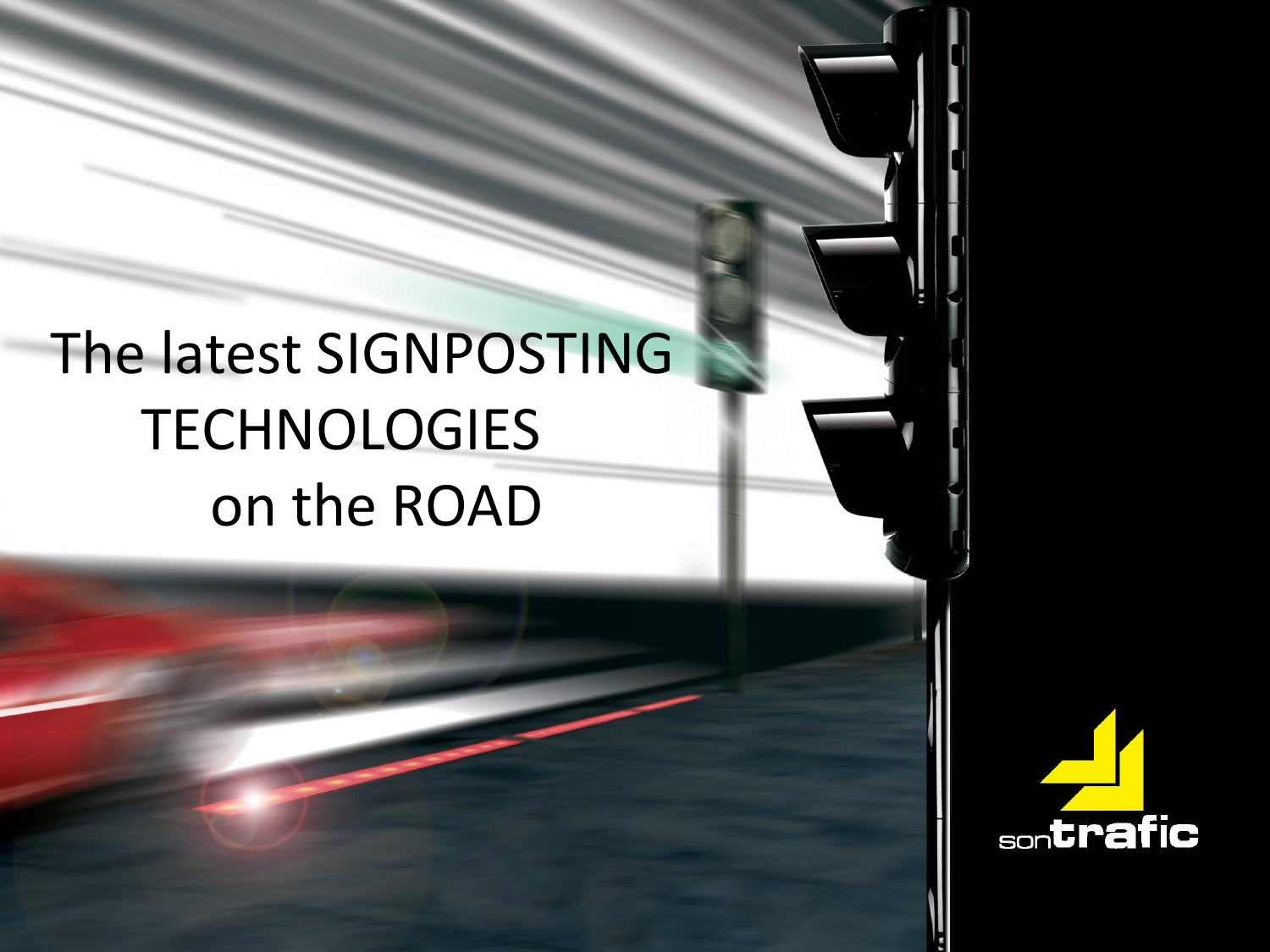# The latest SIGNPOSTING TECHNOLOGIES on the ROAD

sontrafic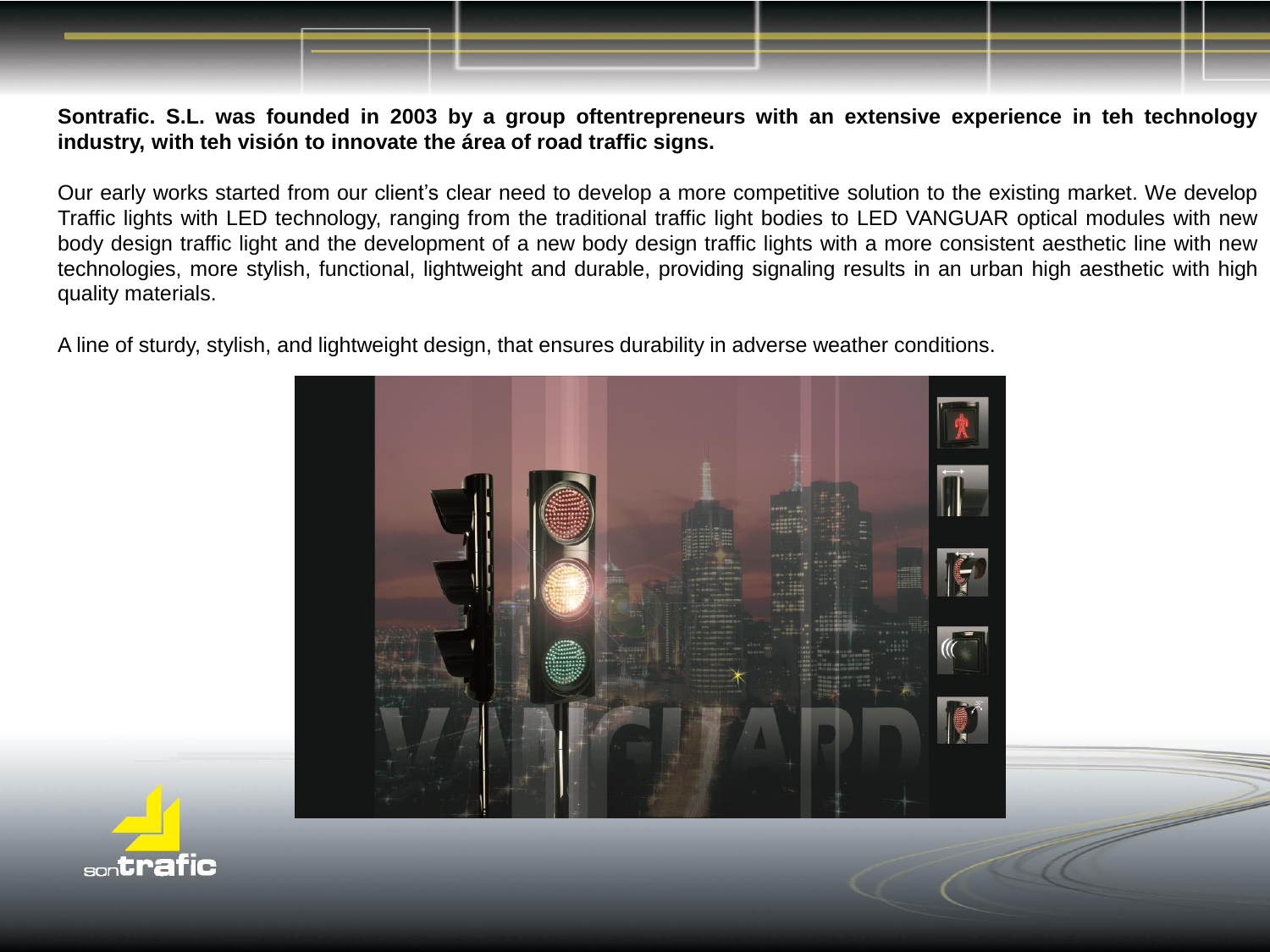**Sontrafic. S.L. was founded in 2003 by a group oftentrepreneurs with an extensive experience in teh technology industry, with teh visión to innovate the área of road traffic signs.**

Our early works started from our client's clear need to develop a more competitive solution to the existing market. We develop Traffic lights with LED technology, ranging from the traditional traffic light bodies to LED VANGUAR optical modules with new body design traffic light and the development of a new body design traffic lights with a more consistent aesthetic line with new technologies, more stylish, functional, lightweight and durable, providing signaling results in an urban high aesthetic with high quality materials.

A line of sturdy, stylish, and lightweight design, that ensures durability in adverse weather conditions.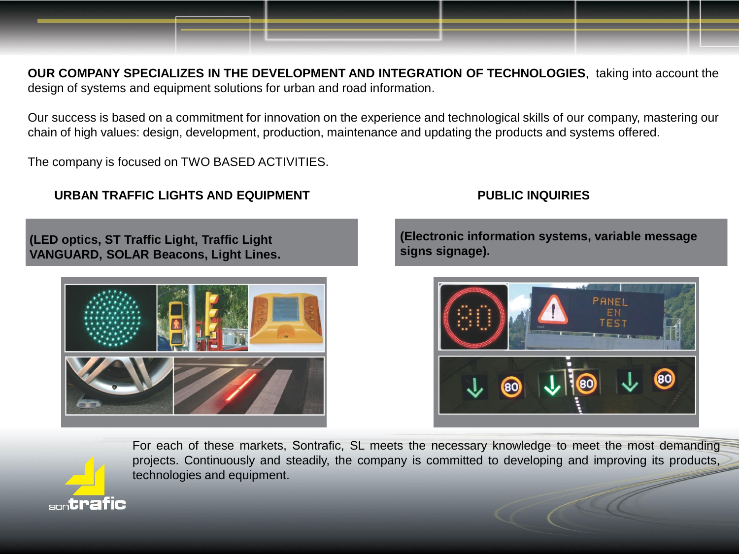**OUR COMPANY SPECIALIZES IN THE DEVELOPMENT AND INTEGRATION OF TECHNOLOGIES**, taking into account the design of systems and equipment solutions for urban and road information.

Our success is based on a commitment for innovation on the experience and technological skills of our company, mastering our chain of high values: design, development, production, maintenance and updating the products and systems offered.

The company is focused on TWO BASED ACTIVITIES.

**URBAN TRAFFIC LIGHTS AND EQUIPMENT**

**(LED optics, ST Traffic Light, Traffic Light VANGUARD, SOLAR Beacons, Light Lines.**

**PUBLIC INQUIRIES**

**(Electronic information systems, variable message signs signage).**

For each of these markets, Sontrafic, SL meets the necessary knowledge to meet the most demanding projects. Continuously and steadily, the company is committed to developing and improving its products, technologies and equipment.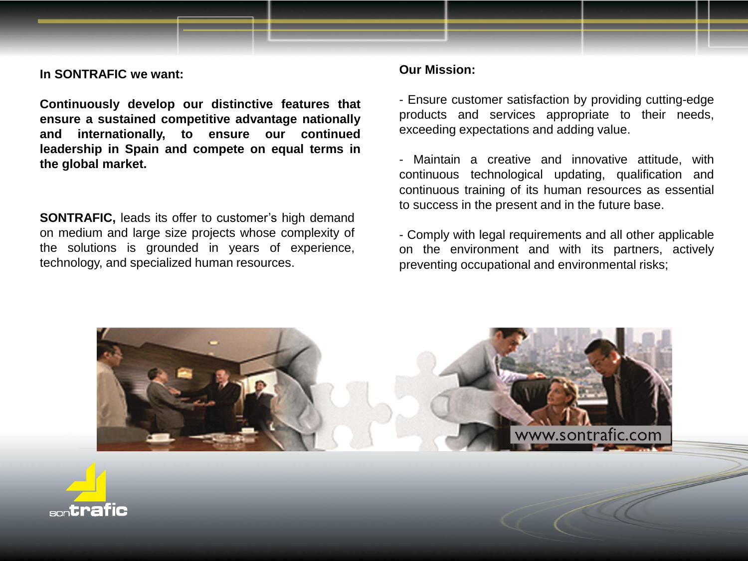**In SONTRAFIC we want:**

**Continuously develop our distinctive features that ensure a sustained competitive advantage nationally and internationally, to ensure our continued leadership in Spain and compete on equal terms in the global market.**

**SONTRAFIC,** leads its offer to customer's high demand on medium and large size projects whose complexity of the solutions is grounded in years of experience, technology, and specialized human resources.

**Our Mission:**

- Ensure customer satisfaction by providing cutting-edge products and services appropriate to their needs, exceeding expectations and adding value.

- Maintain a creative and innovative attitude, with continuous technological updating, qualification and continuous training of its human resources as essential to success in the present and in the future base.

- Comply with legal requirements and all other applicable on the environment and with its partners, actively preventing occupational and environmental risks;

www.sontrafic.com

sontrafic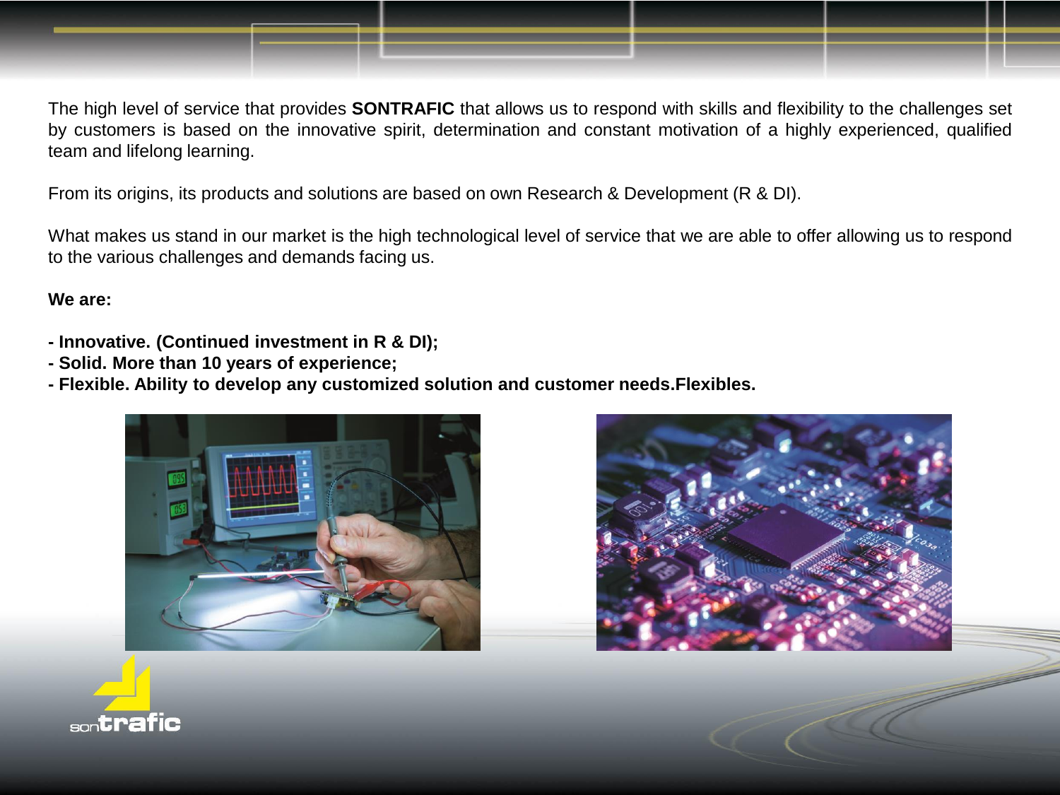The high level of service that provides **SONTRAFIC** that allows us to respond with skills and flexibility to the challenges set by customers is based on the innovative spirit, determination and constant motivation of a highly experienced, qualified team and lifelong learning.

From its origins, its products and solutions are based on own Research & Development (R & DI).

What makes us stand in our market is the high technological level of service that we are able to offer allowing us to respond to the various challenges and demands facing us.

**We are:**

**- Innovative. (Continued investment in R & DI);**
**- Solid. More than 10 years of experience;**
**- Flexible. Ability to develop any customized solution and customer needs.Flexibles.**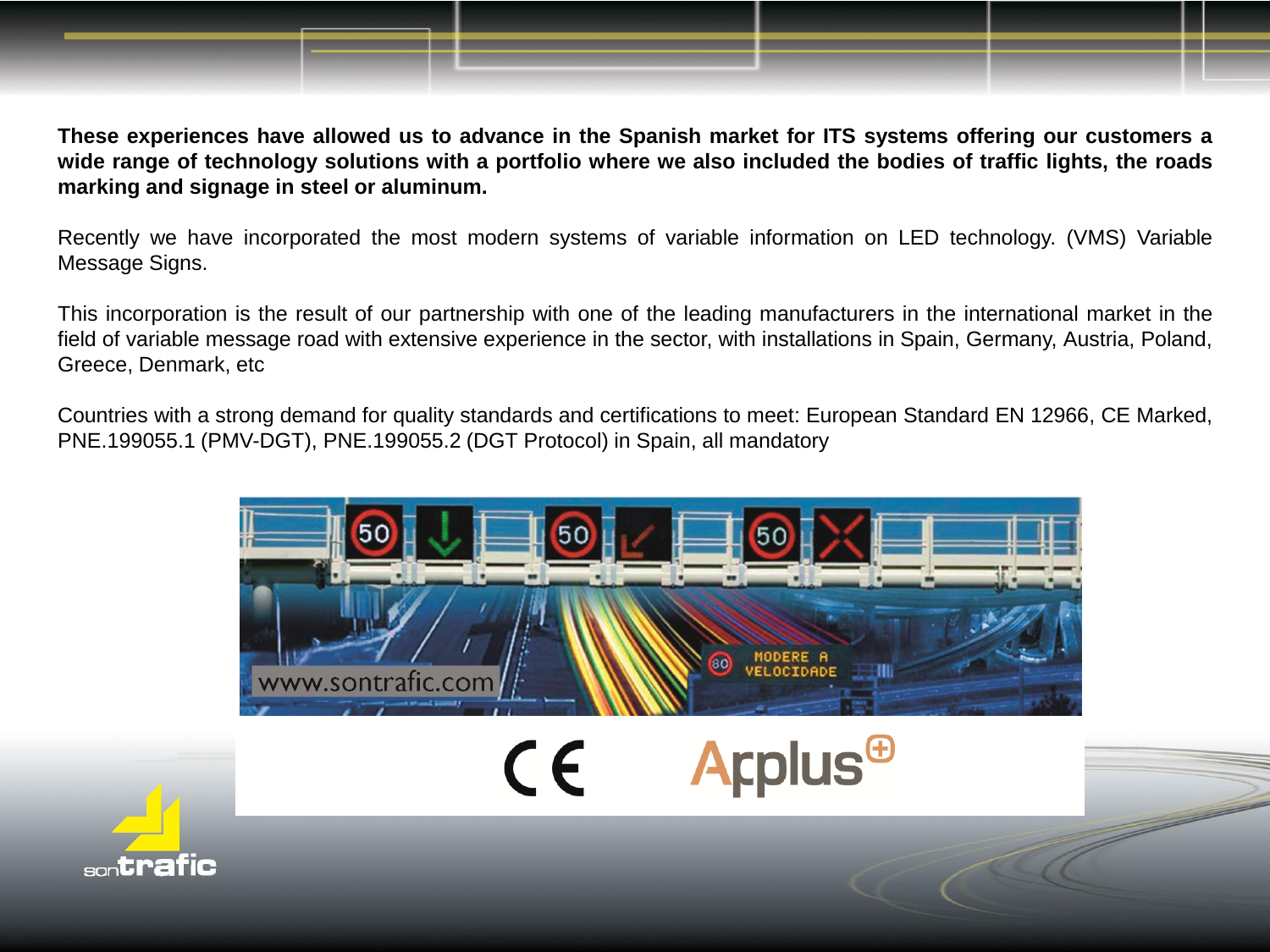**These experiences have allowed us to advance in the Spanish market for ITS systems offering our customers a wide range of technology solutions with a portfolio where we also included the bodies of traffic lights, the roads marking and signage in steel or aluminum.**

Recently we have incorporated the most modern systems of variable information on LED technology. (VMS) Variable Message Signs.

This incorporation is the result of our partnership with one of the leading manufacturers in the international market in the field of variable message road with extensive experience in the sector, with installations in Spain, Germany, Austria, Poland, Greece, Denmark, etc

Countries with a strong demand for quality standards and certifications to meet: European Standard EN 12966, CE Marked, PNE.199055.1 (PMV-DGT), PNE.199055.2 (DGT Protocol) in Spain, all mandatory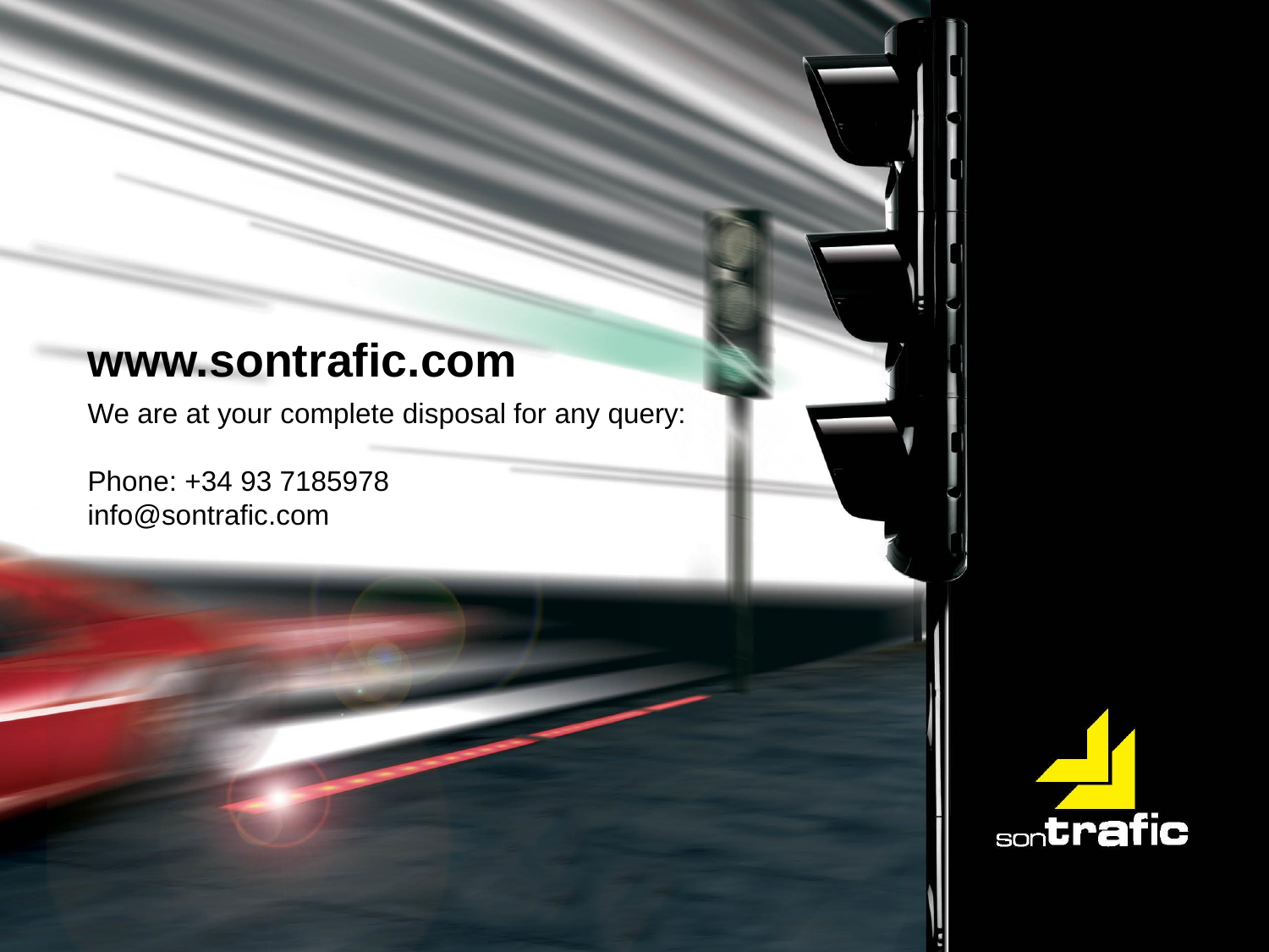# www.sontrafic.com

We are at your complete disposal for any query:

Phone: +34 93 7185978
info@sontrafic.com

sontrafic